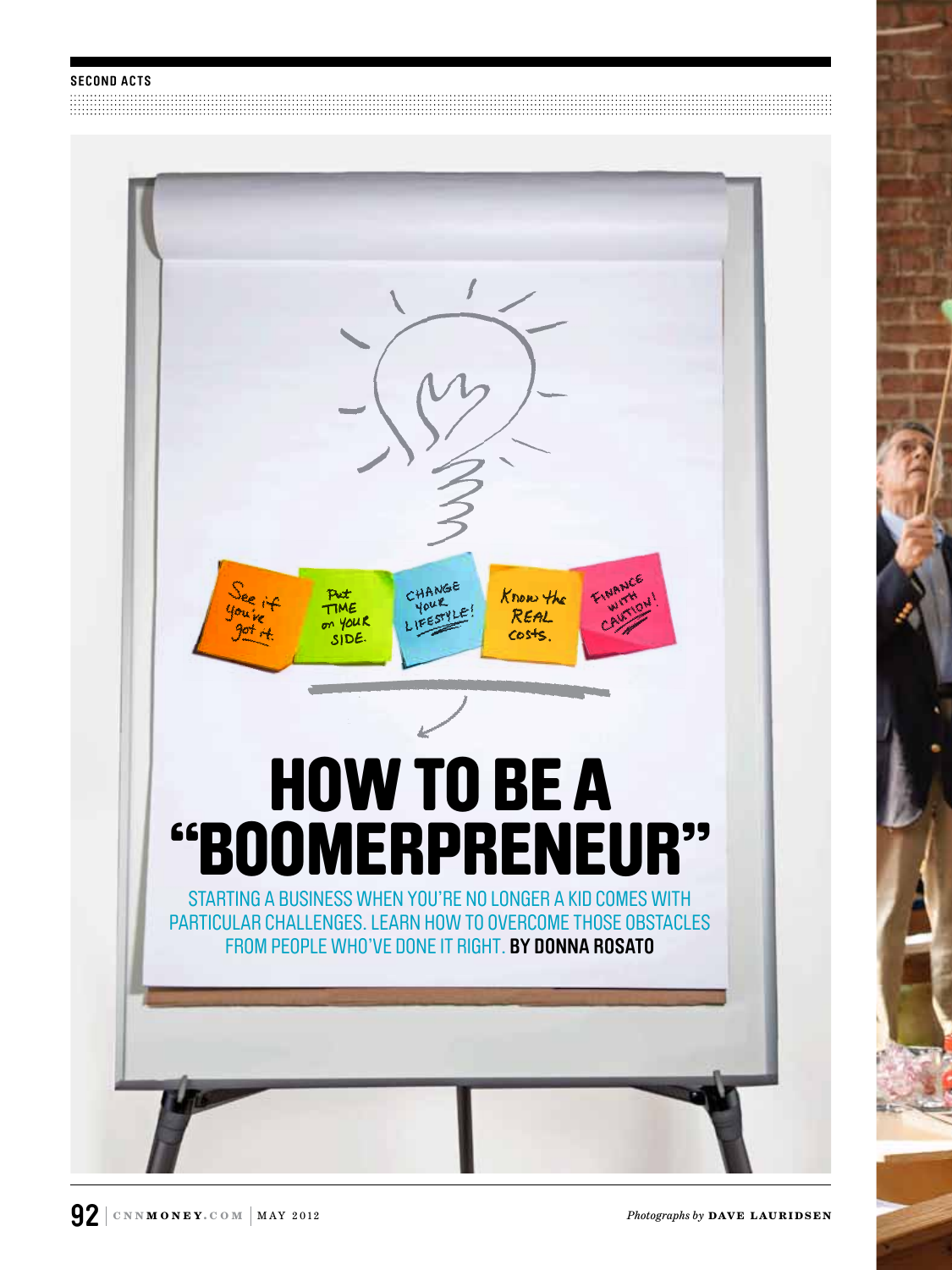SECOND ACTS

See if you've got it.

Put TIME on YOUR SIDE.

CHANGE YOUR LIFESTYLE!

Know the REAL costs.

FINANCE WITH CAUTION!

# HOW TO BE A "BOOMERPRENEUR"

STARTING A BUSINESS WHEN YOU'RE NO LONGER A KID COMES WITH PARTICULAR CHALLENGES. LEARN HOW TO OVERCOME THOSE OBSTACLES FROM PEOPLE WHO'VE DONE IT RIGHT. **BY DONNA ROSATO**

*Photographs by* **DAVE LAURIDSEN**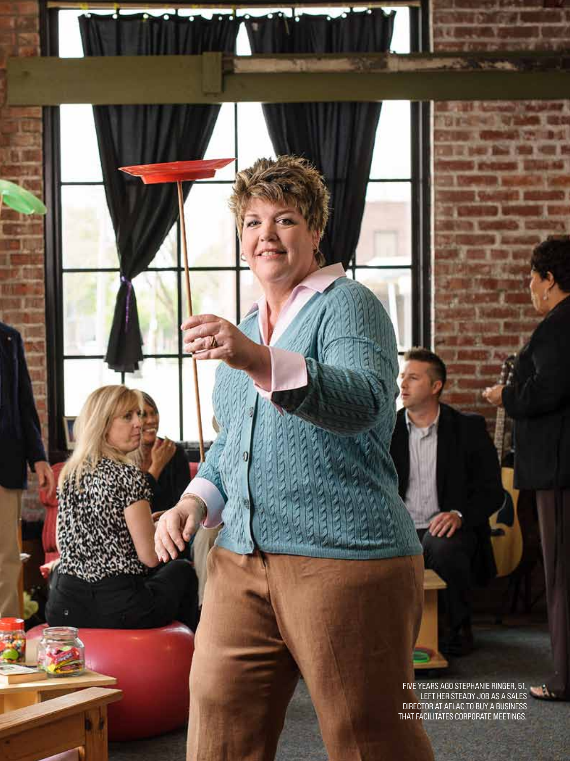FIVE YEARS AGO STEPHANIE RINGER, 51, LEFT HER STEADY JOB AS A SALES DIRECTOR AT AFLAC TO BUY A BUSINESS THAT FACILITATES CORPORATE MEETINGS.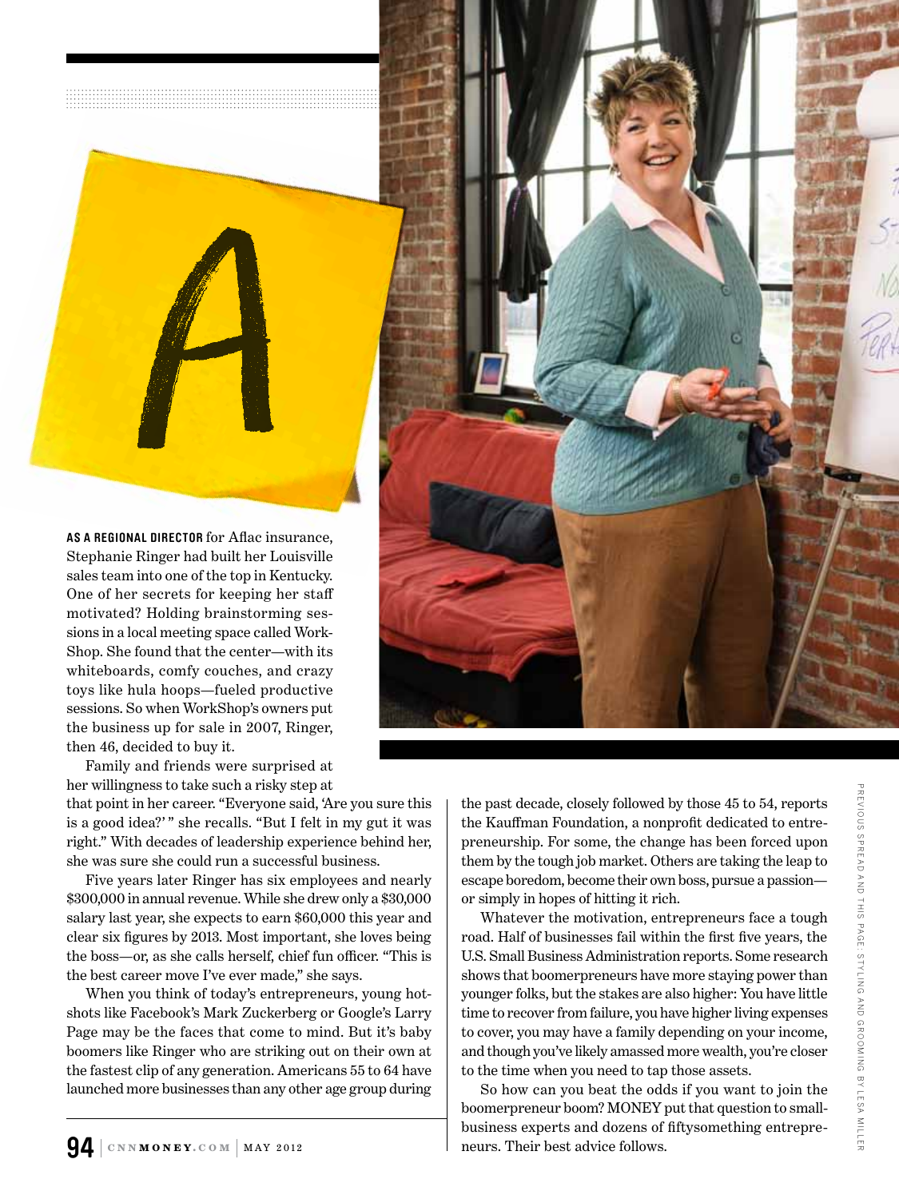# A

**AS A REGIONAL DIRECTOR** for Aflac insurance, Stephanie Ringer had built her Louisville sales team into one of the top in Kentucky. One of her secrets for keeping her staff motivated? Holding brainstorming sessions in a local meeting space called WorkShop. She found that the center—with its whiteboards, comfy couches, and crazy toys like hula hoops—fueled productive sessions. So when WorkShop's owners put the business up for sale in 2007, Ringer, then 46, decided to buy it.

Family and friends were surprised at her willingness to take such a risky step at that point in her career. "Everyone said, 'Are you sure this is a good idea?' " she recalls. "But I felt in my gut it was right." With decades of leadership experience behind her, she was sure she could run a successful business.

Five years later Ringer has six employees and nearly $300,000 in annual revenue. While she drew only a $30,000 salary last year, she expects to earn $60,000 this year and clear six figures by 2013. Most important, she loves being the boss—or, as she calls herself, chief fun officer. "This is the best career move I've ever made," she says.

When you think of today's entrepreneurs, young hotshots like Facebook's Mark Zuckerberg or Google's Larry Page may be the faces that come to mind. But it's baby boomers like Ringer who are striking out on their own at the fastest clip of any generation. Americans 55 to 64 have launched more businesses than any other age group during the past decade, closely followed by those 45 to 54, reports the Kauffman Foundation, a nonprofit dedicated to entrepreneurship. For some, the change has been forced upon them by the tough job market. Others are taking the leap to escape boredom, become their own boss, pursue a passion—or simply in hopes of hitting it rich.

Whatever the motivation, entrepreneurs face a tough road. Half of businesses fail within the first five years, the U.S. Small Business Administration reports. Some research shows that boomerpreneurs have more staying power than younger folks, but the stakes are also higher: You have little time to recover from failure, you have higher living expenses to cover, you may have a family depending on your income, and though you've likely amassed more wealth, you're closer to the time when you need to tap those assets.

So how can you beat the odds if you want to join the boomerpreneur boom? MONEY put that question to small-business experts and dozens of fiftysomething entrepreneurs. Their best advice follows.

PREVIOUS SPREAD AND THIS PAGE: STYLING AND GROOMING BY LESA MILLER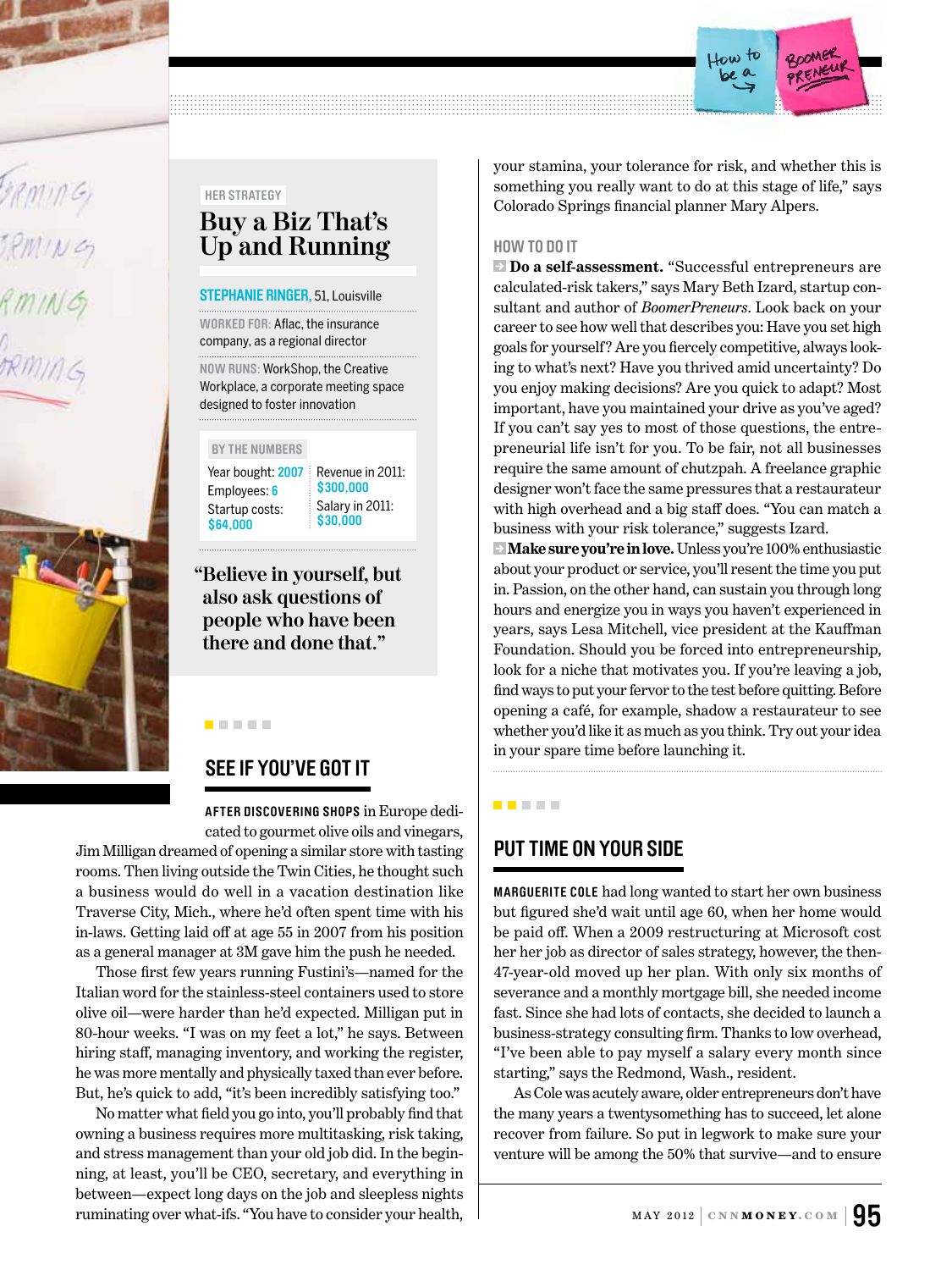HER STRATEGY

## Buy a Biz That's Up and Running

**STEPHANIE RINGER,** 51, Louisville

WORKED FOR: Aflac, the insurance company, as a regional director

NOW RUNS: WorkShop, the Creative Workplace, a corporate meeting space designed to foster innovation

BY THE NUMBERS

Year bought: 2007
Employees: 6
Startup costs: $64,000
Revenue in 2011: $300,000
Salary in 2011: $30,000

"Believe in yourself, but also ask questions of people who have been there and done that."

## SEE IF YOU'VE GOT IT

**AFTER DISCOVERING SHOPS** in Europe dedicated to gourmet olive oils and vinegars, Jim Milligan dreamed of opening a similar store with tasting rooms. Then living outside the Twin Cities, he thought such a business would do well in a vacation destination like Traverse City, Mich., where he'd often spent time with his in-laws. Getting laid off at age 55 in 2007 from his position as a general manager at 3M gave him the push he needed.

Those first few years running Fustini's—named for the Italian word for the stainless-steel containers used to store olive oil—were harder than he'd expected. Milligan put in 80-hour weeks. "I was on my feet a lot," he says. Between hiring staff, managing inventory, and working the register, he was more mentally and physically taxed than ever before. But, he's quick to add, "it's been incredibly satisfying too."

No matter what field you go into, you'll probably find that owning a business requires more multitasking, risk taking, and stress management than your old job did. In the beginning, at least, you'll be CEO, secretary, and everything in between—expect long days on the job and sleepless nights ruminating over what-ifs. "You have to consider your health, your stamina, your tolerance for risk, and whether this is something you really want to do at this stage of life," says Colorado Springs financial planner Mary Alpers.

### HOW TO DO IT

**Do a self-assessment.** "Successful entrepreneurs are calculated-risk takers," says Mary Beth Izard, startup consultant and author of *BoomerPreneurs*. Look back on your career to see how well that describes you: Have you set high goals for yourself? Are you fiercely competitive, always looking to what's next? Have you thrived amid uncertainty? Do you enjoy making decisions? Are you quick to adapt? Most important, have you maintained your drive as you've aged? If you can't say yes to most of those questions, the entrepreneurial life isn't for you. To be fair, not all businesses require the same amount of chutzpah. A freelance graphic designer won't face the same pressures that a restaurateur with high overhead and a big staff does. "You can match a business with your risk tolerance," suggests Izard.

**Make sure you're in love.** Unless you're 100% enthusiastic about your product or service, you'll resent the time you put in. Passion, on the other hand, can sustain you through long hours and energize you in ways you haven't experienced in years, says Lesa Mitchell, vice president at the Kauffman Foundation. Should you be forced into entrepreneurship, look for a niche that motivates you. If you're leaving a job, find ways to put your fervor to the test before quitting. Before opening a café, for example, shadow a restaurateur to see whether you'd like it as much as you think. Try out your idea in your spare time before launching it.

## PUT TIME ON YOUR SIDE

**MARGUERITE COLE** had long wanted to start her own business but figured she'd wait until age 60, when her home would be paid off. When a 2009 restructuring at Microsoft cost her her job as director of sales strategy, however, the then-47-year-old moved up her plan. With only six months of severance and a monthly mortgage bill, she needed income fast. Since she had lots of contacts, she decided to launch a business-strategy consulting firm. Thanks to low overhead, "I've been able to pay myself a salary every month since starting," says the Redmond, Wash., resident.

As Cole was acutely aware, older entrepreneurs don't have the many years a twentysomething has to succeed, let alone recover from failure. So put in legwork to make sure your venture will be among the 50% that survive—and to ensure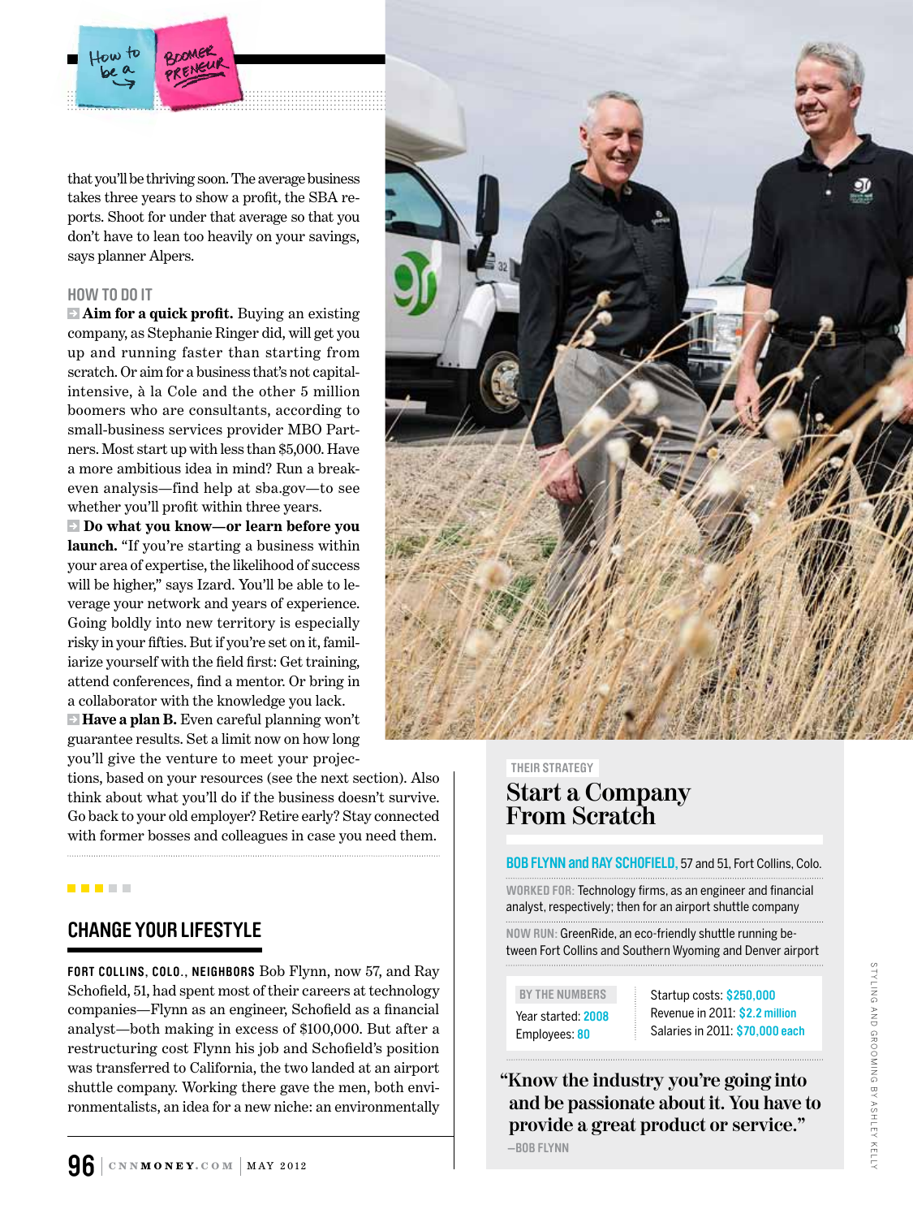that you'll be thriving soon. The average business takes three years to show a profit, the SBA reports. Shoot for under that average so that you don't have to lean too heavily on your savings, says planner Alpers.

### HOW TO DO IT

**Aim for a quick profit.** Buying an existing company, as Stephanie Ringer did, will get you up and running faster than starting from scratch. Or aim for a business that's not capital-intensive, à la Cole and the other 5 million boomers who are consultants, according to small-business services provider MBO Partners. Most start up with less than $5,000. Have a more ambitious idea in mind? Run a break-even analysis—find help at sba.gov—to see whether you'll profit within three years.

**Do what you know—or learn before you launch.** "If you're starting a business within your area of expertise, the likelihood of success will be higher," says Izard. You'll be able to leverage your network and years of experience. Going boldly into new territory is especially risky in your fifties. But if you're set on it, familiarize yourself with the field first: Get training, attend conferences, find a mentor. Or bring in a collaborator with the knowledge you lack.

**Have a plan B.** Even careful planning won't guarantee results. Set a limit now on how long you'll give the venture to meet your projections, based on your resources (see the next section). Also think about what you'll do if the business doesn't survive. Go back to your old employer? Retire early? Stay connected with former bosses and colleagues in case you need them.

## CHANGE YOUR LIFESTYLE

**FORT COLLINS, COLO., NEIGHBORS** Bob Flynn, now 57, and Ray Schofield, 51, had spent most of their careers at technology companies—Flynn as an engineer, Schofield as a financial analyst—both making in excess of $100,000. But after a restructuring cost Flynn his job and Schofield's position was transferred to California, the two landed at an airport shuttle company. Working there gave the men, both environmentalists, an idea for a new niche: an environmentally

THEIR STRATEGY

### Start a Company From Scratch

**BOB FLYNN and RAY SCHOFIELD,** 57 and 51, Fort Collins, Colo.

WORKED FOR: Technology firms, as an engineer and financial analyst, respectively; then for an airport shuttle company

NOW RUN: GreenRide, an eco-friendly shuttle running between Fort Collins and Southern Wyoming and Denver airport

BY THE NUMBERS

Year started: 2008
Employees: 80

Startup costs: $250,000
Revenue in 2011: $2.2 million
Salaries in 2011: $70,000 each

"Know the industry you're going into and be passionate about it. You have to provide a great product or service."
—BOB FLYNN

STYLING AND GROOMING BY ASHLEY KELLY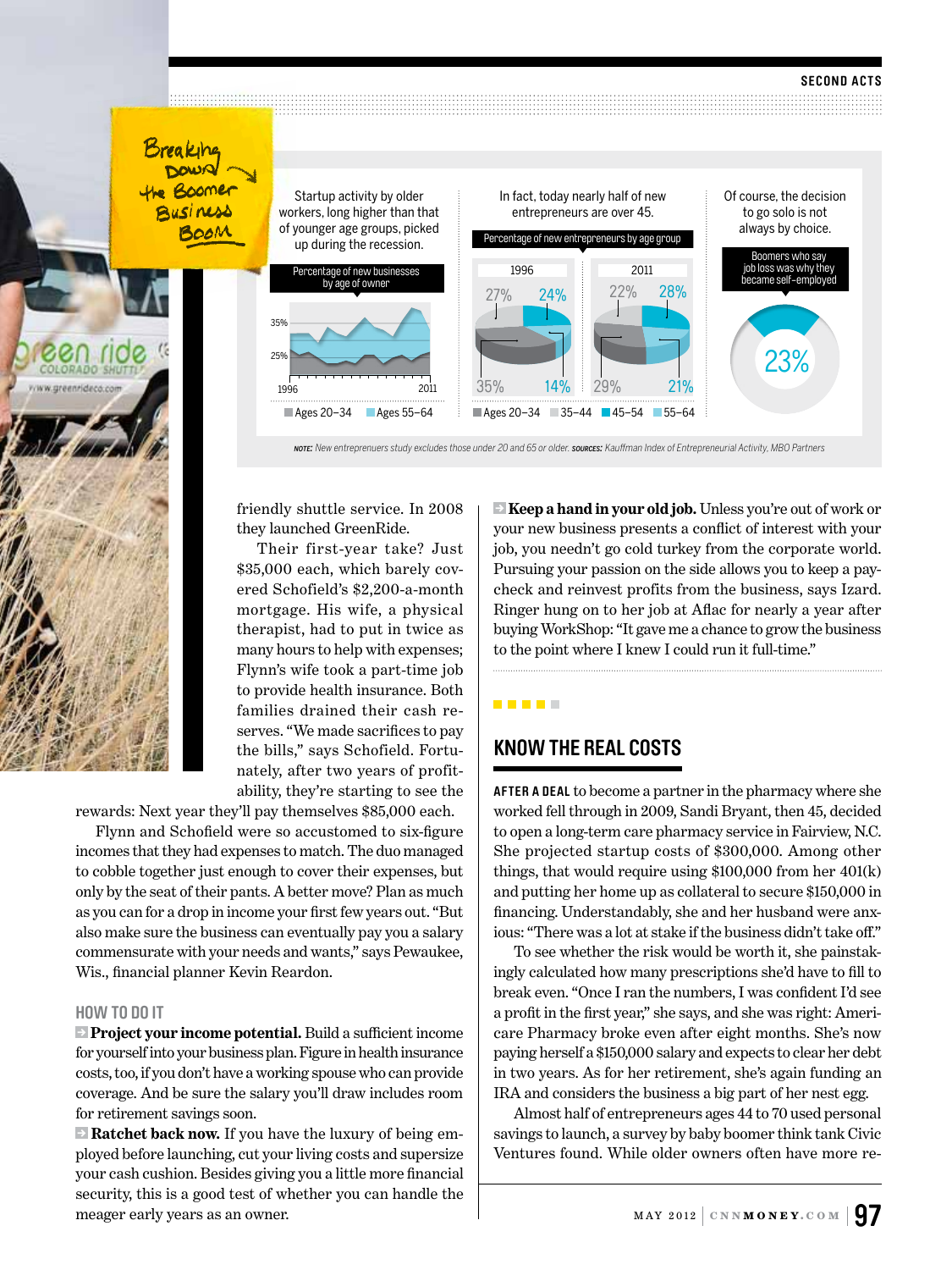Breaking Down the Boomer Business Boom

Startup activity by older workers, long higher than that of younger age groups, picked up during the recession.

**Percentage of new businesses by age of owner**

35%
25%
1996 2011
Ages 20–34 Ages 55–64

In fact, today nearly half of new entrepreneurs are over 45.

**Percentage of new entrepreneurs by age group**

| Age group | 1996 | 2011 |
|---|---|---|
| Ages 20–34 | 27% | 22% |
| 35–44 | 35% | 29% |
| 45–54 | 24% | 28% |
| 55–64 | 14% | 21% |

Of course, the decision to go solo is not always by choice.

**Boomers who say job loss was why they became self-employed**

23%

*NOTE: New entrepreneurs study excludes those under 20 and 65 or older. SOURCES: Kauffman Index of Entrepreneurial Activity, MBO Partners*

friendly shuttle service. In 2008 they launched GreenRide.

Their first-year take? Just $35,000 each, which barely covered Schofield's $2,200-a-month mortgage. His wife, a physical therapist, had to put in twice as many hours to help with expenses; Flynn's wife took a part-time job to provide health insurance. Both families drained their cash reserves. "We made sacrifices to pay the bills," says Schofield. Fortunately, after two years of profitability, they're starting to see the rewards: Next year they'll pay themselves $85,000 each.

Flynn and Schofield were so accustomed to six-figure incomes that they had expenses to match. The duo managed to cobble together just enough to cover their expenses, but only by the seat of their pants. A better move? Plan as much as you can for a drop in income your first few years out. "But also make sure the business can eventually pay you a salary commensurate with your needs and wants," says Pewaukee, Wis., financial planner Kevin Reardon.

### HOW TO DO IT

**Project your income potential.** Build a sufficient income for yourself into your business plan. Figure in health insurance costs, too, if you don't have a working spouse who can provide coverage. And be sure the salary you'll draw includes room for retirement savings soon.

**Ratchet back now.** If you have the luxury of being employed before launching, cut your living costs and supersize your cash cushion. Besides giving you a little more financial security, this is a good test of whether you can handle the meager early years as an owner.

**Keep a hand in your old job.** Unless you're out of work or your new business presents a conflict of interest with your job, you needn't go cold turkey from the corporate world. Pursuing your passion on the side allows you to keep a paycheck and reinvest profits from the business, says Izard. Ringer hung on to her job at Aflac for nearly a year after buying WorkShop: "It gave me a chance to grow the business to the point where I knew I could run it full-time."

## KNOW THE REAL COSTS

**AFTER A DEAL** to become a partner in the pharmacy where she worked fell through in 2009, Sandi Bryant, then 45, decided to open a long-term care pharmacy service in Fairview, N.C. She projected startup costs of $300,000. Among other things, that would require using $100,000 from her 401(k) and putting her home up as collateral to secure $150,000 in financing. Understandably, she and her husband were anxious: "There was a lot at stake if the business didn't take off."

To see whether the risk would be worth it, she painstakingly calculated how many prescriptions she'd have to fill to break even. "Once I ran the numbers, I was confident I'd see a profit in the first year," she says, and she was right: Americare Pharmacy broke even after eight months. She's now paying herself a $150,000 salary and expects to clear her debt in two years. As for her retirement, she's again funding an IRA and considers the business a big part of her nest egg.

Almost half of entrepreneurs ages 44 to 70 used personal savings to launch, a survey by baby boomer think tank Civic Ventures found. While older owners often have more re-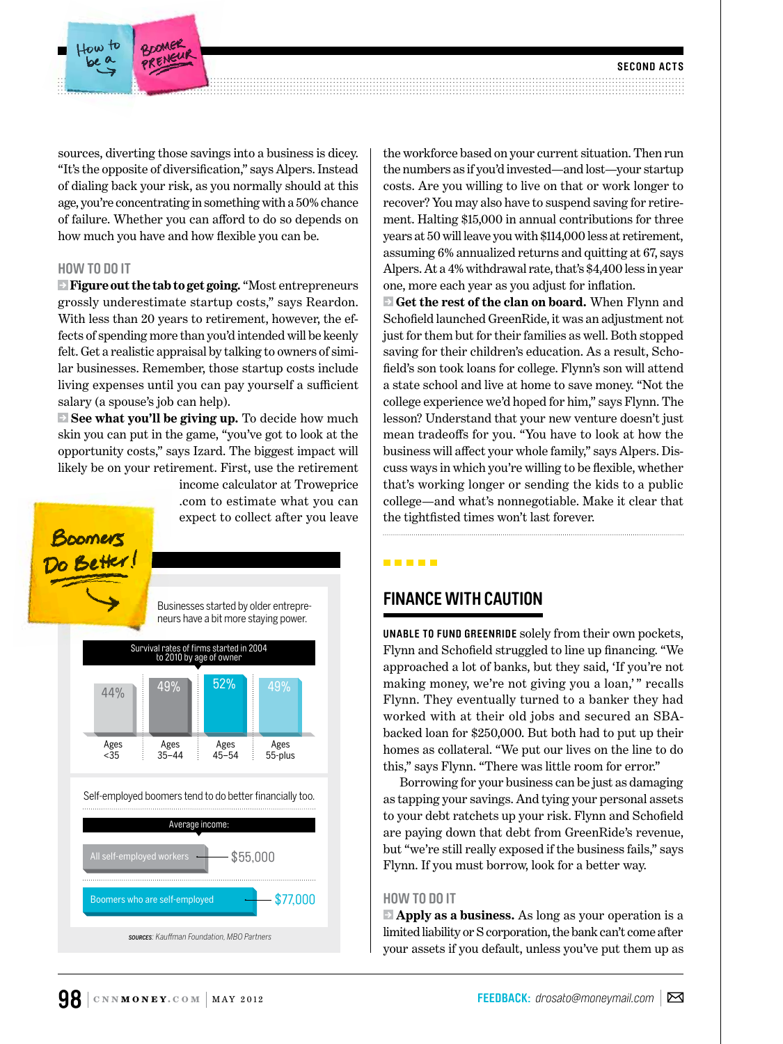sources, diverting those savings into a business is dicey. "It's the opposite of diversification," says Alpers. Instead of dialing back your risk, as you normally should at this age, you're concentrating in something with a 50% chance of failure. Whether you can afford to do so depends on how much you have and how flexible you can be.

### HOW TO DO IT

**Figure out the tab to get going.** "Most entrepreneurs grossly underestimate startup costs," says Reardon. With less than 20 years to retirement, however, the effects of spending more than you'd intended will be keenly felt. Get a realistic appraisal by talking to owners of similar businesses. Remember, those startup costs include living expenses until you can pay yourself a sufficient salary (a spouse's job can help).

**See what you'll be giving up.** To decide how much skin you can put in the game, "you've got to look at the opportunity costs," says Izard. The biggest impact will likely be on your retirement. First, use the retirement income calculator at Troweprice.com to estimate what you can expect to collect after you leave the workforce based on your current situation. Then run the numbers as if you'd invested—and lost—your startup costs. Are you willing to live on that or work longer to recover? You may also have to suspend saving for retirement. Halting $15,000 in annual contributions for three years at 50 will leave you with $114,000 less at retirement, assuming 6% annualized returns and quitting at 67, says Alpers. At a 4% withdrawal rate, that's $4,400 less in year one, more each year as you adjust for inflation.

**Get the rest of the clan on board.** When Flynn and Schofield launched GreenRide, it was an adjustment not just for them but for their families as well. Both stopped saving for their children's education. As a result, Schofield's son took loans for college. Flynn's son will attend a state school and live at home to save money. "Not the college experience we'd hoped for him," says Flynn. The lesson? Understand that your new venture doesn't just mean tradeoffs for you. "You have to look at how the business will affect your whole family," says Alpers. Discuss ways in which you're willing to be flexible, whether that's working longer or sending the kids to a public college—and what's nonnegotiable. Make it clear that the tightfisted times won't last forever.

### Boomers Do Better!

Businesses started by older entrepreneurs have a bit more staying power.

Survival rates of firms started in 2004 to 2010 by age of owner

| Ages <35 | Ages 35–44 | Ages 45–54 | Ages 55-plus |
|---|---|---|---|
| 44% | 49% | 52% | 49% |

Self-employed boomers tend to do better financially too.

Average income:

| | |
|---|---|
| All self-employed workers | $55,000 |
| Boomers who are self-employed | $77,000 |

SOURCES: Kauffman Foundation, MBO Partners

## FINANCE WITH CAUTION

**UNABLE TO FUND GREENRIDE** solely from their own pockets, Flynn and Schofield struggled to line up financing. "We approached a lot of banks, but they said, 'If you're not making money, we're not giving you a loan,'" recalls Flynn. They eventually turned to a banker they had worked with at their old jobs and secured an SBA-backed loan for $250,000. But both had to put up their homes as collateral. "We put our lives on the line to do this," says Flynn. "There was little room for error."

Borrowing for your business can be just as damaging as tapping your savings. And tying your personal assets to your debt ratchets up your risk. Flynn and Schofield are paying down that debt from GreenRide's revenue, but "we're still really exposed if the business fails," says Flynn. If you must borrow, look for a better way.

### HOW TO DO IT

**Apply as a business.** As long as your operation is a limited liability or S corporation, the bank can't come after your assets if you default, unless you've put them up as

FEEDBACK: drosato@moneymail.com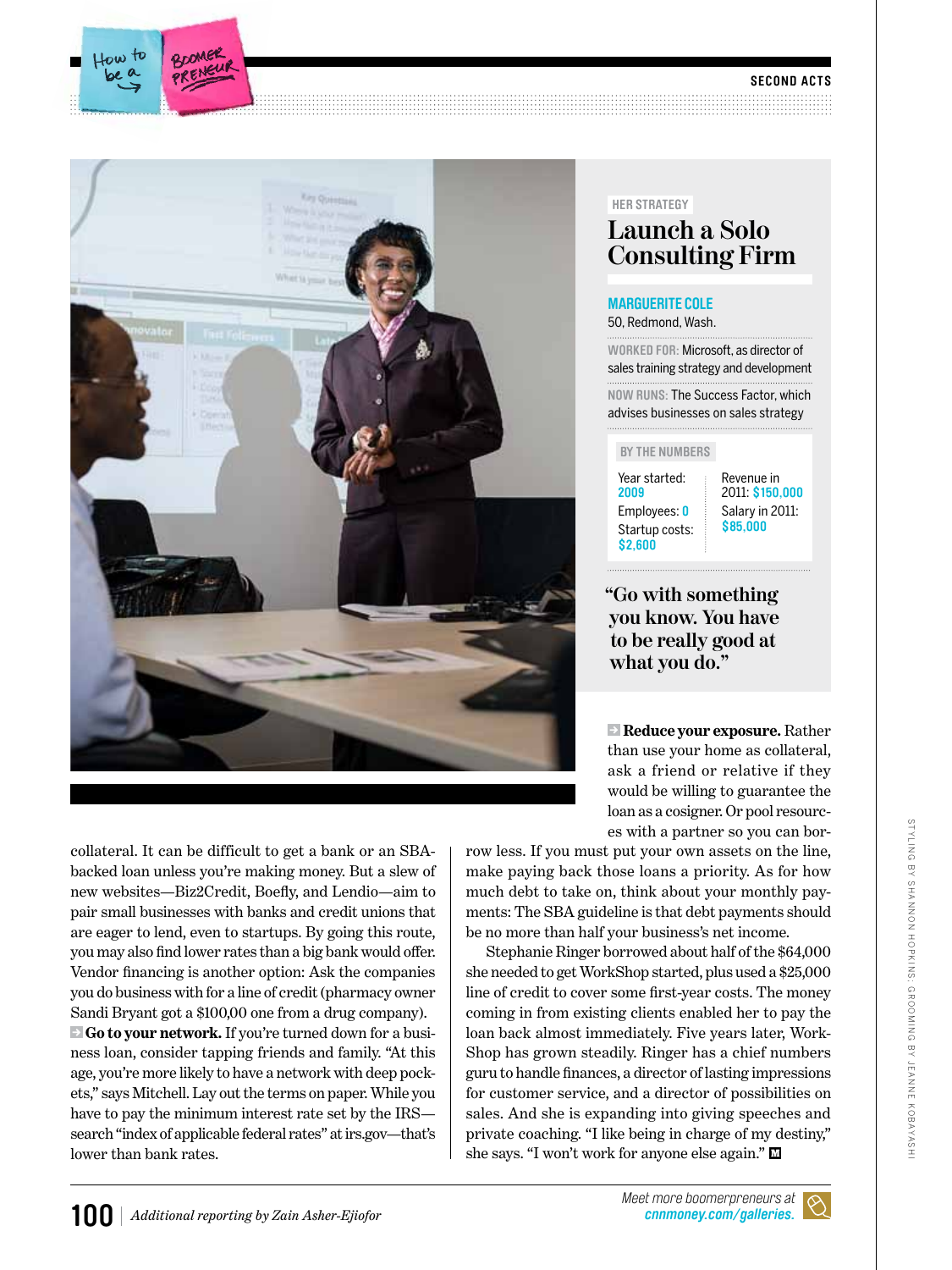How to be a BOOMERPRENEUR

SECOND ACTS

HER STRATEGY

## Launch a Solo Consulting Firm

**MARGUERITE COLE**
50, Redmond, Wash.

WORKED FOR: Microsoft, as director of sales training strategy and development

NOW RUNS: The Success Factor, which advises businesses on sales strategy

BY THE NUMBERS

Year started: 2009
Employees: 0
Startup costs: $2,600
Revenue in 2011: $150,000
Salary in 2011: $85,000

"Go with something you know. You have to be really good at what you do."

collateral. It can be difficult to get a bank or an SBA-backed loan unless you're making money. But a slew of new websites—Biz2Credit, Boefly, and Lendio—aim to pair small businesses with banks and credit unions that are eager to lend, even to startups. By going this route, you may also find lower rates than a big bank would offer. Vendor financing is another option: Ask the companies you do business with for a line of credit (pharmacy owner Sandi Bryant got a $100,00 one from a drug company).

**Go to your network.** If you're turned down for a business loan, consider tapping friends and family. "At this age, you're more likely to have a network with deep pockets," says Mitchell. Lay out the terms on paper. While you have to pay the minimum interest rate set by the IRS—search "index of applicable federal rates" at irs.gov—that's lower than bank rates.

**Reduce your exposure.** Rather than use your home as collateral, ask a friend or relative if they would be willing to guarantee the loan as a cosigner. Or pool resources with a partner so you can borrow less. If you must put your own assets on the line, make paying back those loans a priority. As for how much debt to take on, think about your monthly payments: The SBA guideline is that debt payments should be no more than half your business's net income.

Stephanie Ringer borrowed about half of the $64,000 she needed to get WorkShop started, plus used a $25,000 line of credit to cover some first-year costs. The money coming in from existing clients enabled her to pay the loan back almost immediately. Five years later, WorkShop has grown steadily. Ringer has a chief numbers guru to handle finances, a director of lasting impressions for customer service, and a director of possibilities on sales. And she is expanding into giving speeches and private coaching. "I like being in charge of my destiny," she says. "I won't work for anyone else again."

*Additional reporting by Zain Asher-Ejiofor*

*Meet more boomerpreneurs at* ***cnnmoney.com/galleries.***

STYLING BY SHANNON HOPKINS; GROOMING BY JEANNE KOBAYASHI